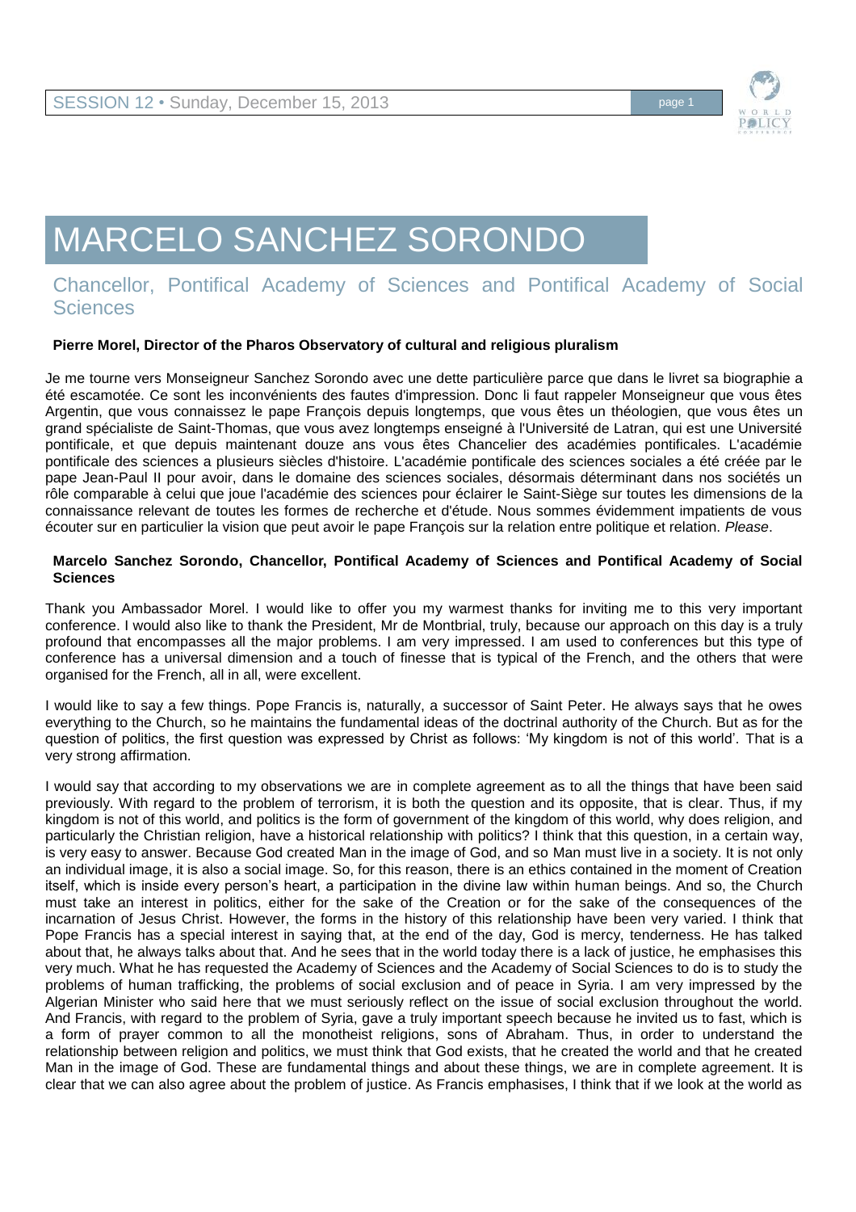# MARCELO SANCHEZ SORONDO

## Chancellor, Pontifical Academy of Sciences and Pontifical Academy of Social Sciences

**Pierre Morel, Director of the Pharos Observatory of cultural and religious pluralism**

Je me tourne vers Monseigneur Sanchez Sorondo avec une dette particulière parce que dans le livret sa biographie a été escamotée. Ce sont les inconvénients des fautes d'impression. Donc li faut rappeler Monseigneur que vous êtes Argentin, que vous connaissez le pape François depuis longtemps, que vous êtes un théologien, que vous êtes un grand spécialiste de Saint-Thomas, que vous avez longtemps enseigné à l'Université de Latran, qui est une Université pontificale, et que depuis maintenant douze ans vous êtes Chancelier des académies pontificales. L'académie pontificale des sciences a plusieurs siècles d'histoire. L'académie pontificale des sciences sociales a été créée par le pape Jean-Paul II pour avoir, dans le domaine des sciences sociales, désormais déterminant dans nos sociétés un rôle comparable à celui que joue l'académie des sciences pour éclairer le Saint-Siège sur toutes les dimensions de la connaissance relevant de toutes les formes de recherche et d'étude. Nous sommes évidemment impatients de vous écouter sur en particulier la vision que peut avoir le pape François sur la relation entre politique et relation. *Please*.

**Marcelo Sanchez Sorondo, Chancellor, Pontifical Academy of Sciences and Pontifical Academy of Social Sciences**

Thank you Ambassador Morel. I would like to offer you my warmest thanks for inviting me to this very important conference. I would also like to thank the President, Mr de Montbrial, truly, because our approach on this day is a truly profound that encompasses all the major problems. I am very impressed. I am used to conferences but this type of conference has a universal dimension and a touch of finesse that is typical of the French, and the others that were organised for the French, all in all, were excellent.

I would like to say a few things. Pope Francis is, naturally, a successor of Saint Peter. He always says that he owes everything to the Church, so he maintains the fundamental ideas of the doctrinal authority of the Church. But as for the question of politics, the first question was expressed by Christ as follows: 'My kingdom is not of this world'. That is a very strong affirmation.

I would say that according to my observations we are in complete agreement as to all the things that have been said previously. With regard to the problem of terrorism, it is both the question and its opposite, that is clear. Thus, if my kingdom is not of this world, and politics is the form of government of the kingdom of this world, why does religion, and particularly the Christian religion, have a historical relationship with politics? I think that this question, in a certain way, is very easy to answer. Because God created Man in the image of God, and so Man must live in a society. It is not only an individual image, it is also a social image. So, for this reason, there is an ethics contained in the moment of Creation itself, which is inside every person's heart, a participation in the divine law within human beings. And so, the Church must take an interest in politics, either for the sake of the Creation or for the sake of the consequences of the incarnation of Jesus Christ. However, the forms in the history of this relationship have been very varied. I think that Pope Francis has a special interest in saying that, at the end of the day, God is mercy, tenderness. He has talked about that, he always talks about that. And he sees that in the world today there is a lack of justice, he emphasises this very much. What he has requested the Academy of Sciences and the Academy of Social Sciences to do is to study the problems of human trafficking, the problems of social exclusion and of peace in Syria. I am very impressed by the Algerian Minister who said here that we must seriously reflect on the issue of social exclusion throughout the world. And Francis, with regard to the problem of Syria, gave a truly important speech because he invited us to fast, which is a form of prayer common to all the monotheist religions, sons of Abraham. Thus, in order to understand the relationship between religion and politics, we must think that God exists, that he created the world and that he created Man in the image of God. These are fundamental things and about these things, we are in complete agreement. It is clear that we can also agree about the problem of justice. As Francis emphasises, I think that if we look at the world as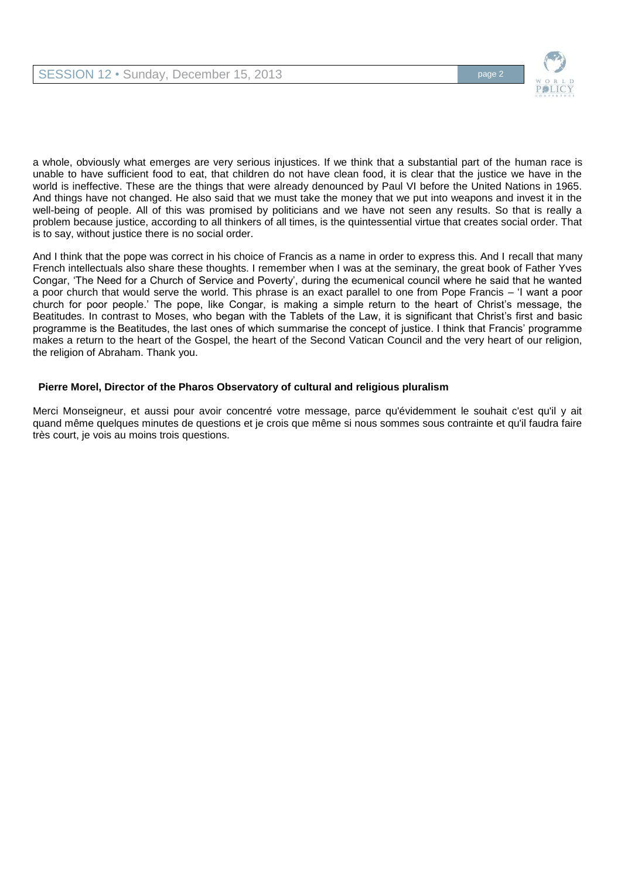a whole, obviously what emerges are very serious injustices. If we think that a substantial part of the human race is unable to have sufficient food to eat, that children do not have clean food, it is clear that the justice we have in the world is ineffective. These are the things that were already denounced by Paul VI before the United Nations in 1965. And things have not changed. He also said that we must take the money that we put into weapons and invest it in the well-being of people. All of this was promised by politicians and we have not seen any results. So that is really a problem because justice, according to all thinkers of all times, is the quintessential virtue that creates social order. That is to say, without justice there is no social order.

And I think that the pope was correct in his choice of Francis as a name in order to express this. And I recall that many French intellectuals also share these thoughts. I remember when I was at the seminary, the great book of Father Yves Congar, 'The Need for a Church of Service and Poverty', during the ecumenical council where he said that he wanted a poor church that would serve the world. This phrase is an exact parallel to one from Pope Francis – 'I want a poor church for poor people.' The pope, like Congar, is making a simple return to the heart of Christ's message, the Beatitudes. In contrast to Moses, who began with the Tablets of the Law, it is significant that Christ's first and basic programme is the Beatitudes, the last ones of which summarise the concept of justice. I think that Francis' programme makes a return to the heart of the Gospel, the heart of the Second Vatican Council and the very heart of our religion, the religion of Abraham. Thank you.

**Pierre Morel, Director of the Pharos Observatory of cultural and religious pluralism**

Merci Monseigneur, et aussi pour avoir concentré votre message, parce qu'évidemment le souhait c'est qu'il y ait quand même quelques minutes de questions et je crois que même si nous sommes sous contrainte et qu'il faudra faire très court, je vois au moins trois questions.